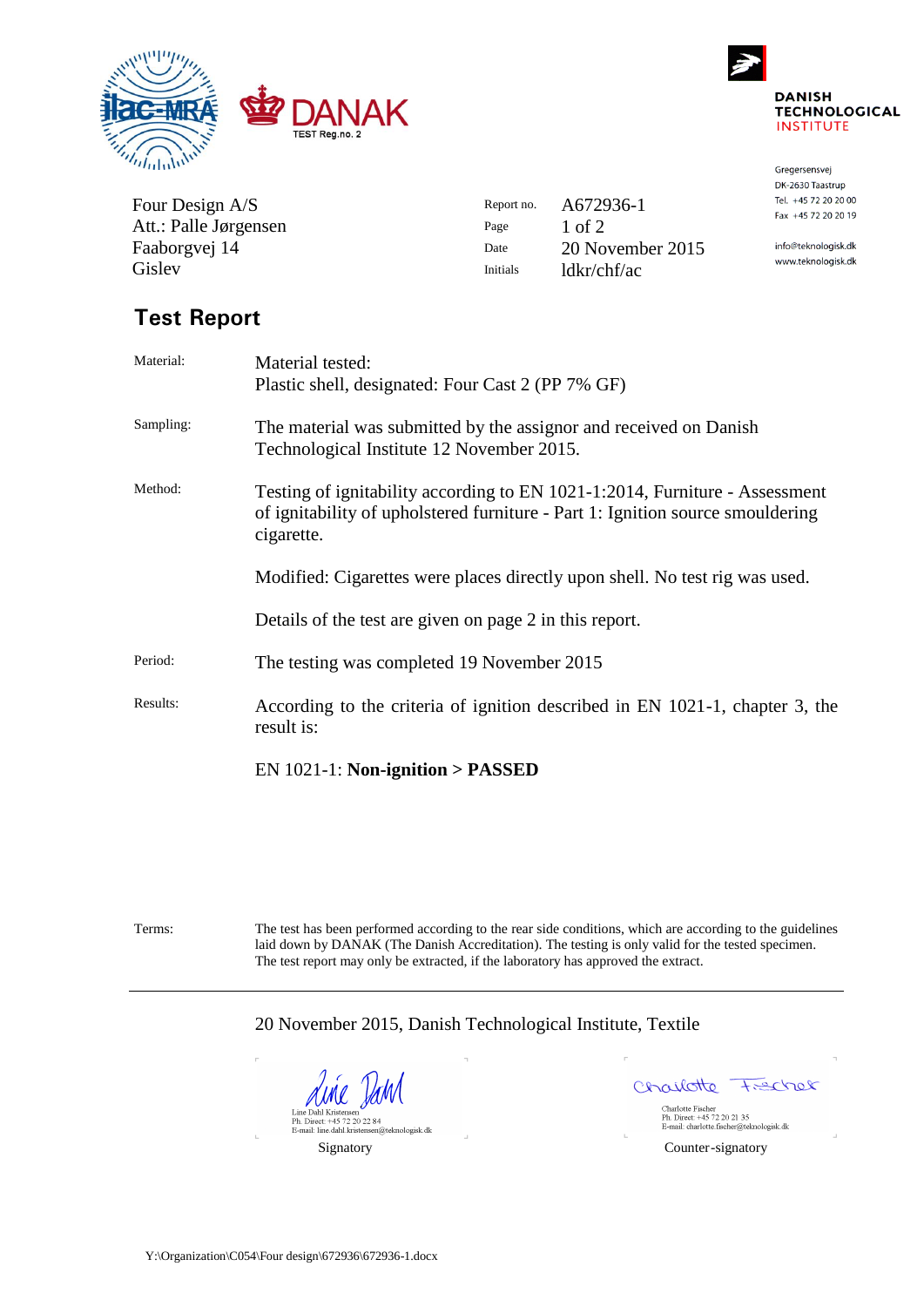DANISH TECHNOLOGICAL INSTITUTE

Gregersensvej
DK-2630 Taastrup
Tel. +45 72 20 20 00
Fax +45 72 20 20 19

info@teknologisk.dk
www.teknologisk.dk

DANAK TEST Reg.no. 2

Four Design A/S
Att.: Palle Jørgensen
Faaborgvej 14
Gislev

| | |
|---|---|
| Report no. | A672936-1 |
| Page | 1 of 2 |
| Date | 20 November 2015 |
| Initials | ldkr/chf/ac |

# Test Report

**Material:** Material tested:
Plastic shell, designated: Four Cast 2 (PP 7% GF)

**Sampling:** The material was submitted by the assignor and received on Danish Technological Institute 12 November 2015.

**Method:** Testing of ignitability according to EN 1021-1:2014, Furniture - Assessment of ignitability of upholstered furniture - Part 1: Ignition source smouldering cigarette.

Modified: Cigarettes were places directly upon shell. No test rig was used.

Details of the test are given on page 2 in this report.

**Period:** The testing was completed 19 November 2015

**Results:** According to the criteria of ignition described in EN 1021-1, chapter 3, the result is:

EN 1021-1: **Non-ignition > PASSED**

**Terms:** The test has been performed according to the rear side conditions, which are according to the guidelines laid down by DANAK (The Danish Accreditation). The testing is only valid for the tested specimen. The test report may only be extracted, if the laboratory has approved the extract.

---

20 November 2015, Danish Technological Institute, Textile

| | |
|---|---|
| Line Dahl Kristensen<br>Ph. Direct: +45 72 20 22 84<br>E-mail: line.dahl.kristensen@teknologisk.dk | Charlotte Fischer<br>Ph. Direct: +45 72 20 21 35<br>E-mail: charlotte.fischer@teknologisk.dk |
| Signatory | Counter-signatory |

Y:\Organization\C054\Four design\672936\672936-1.docx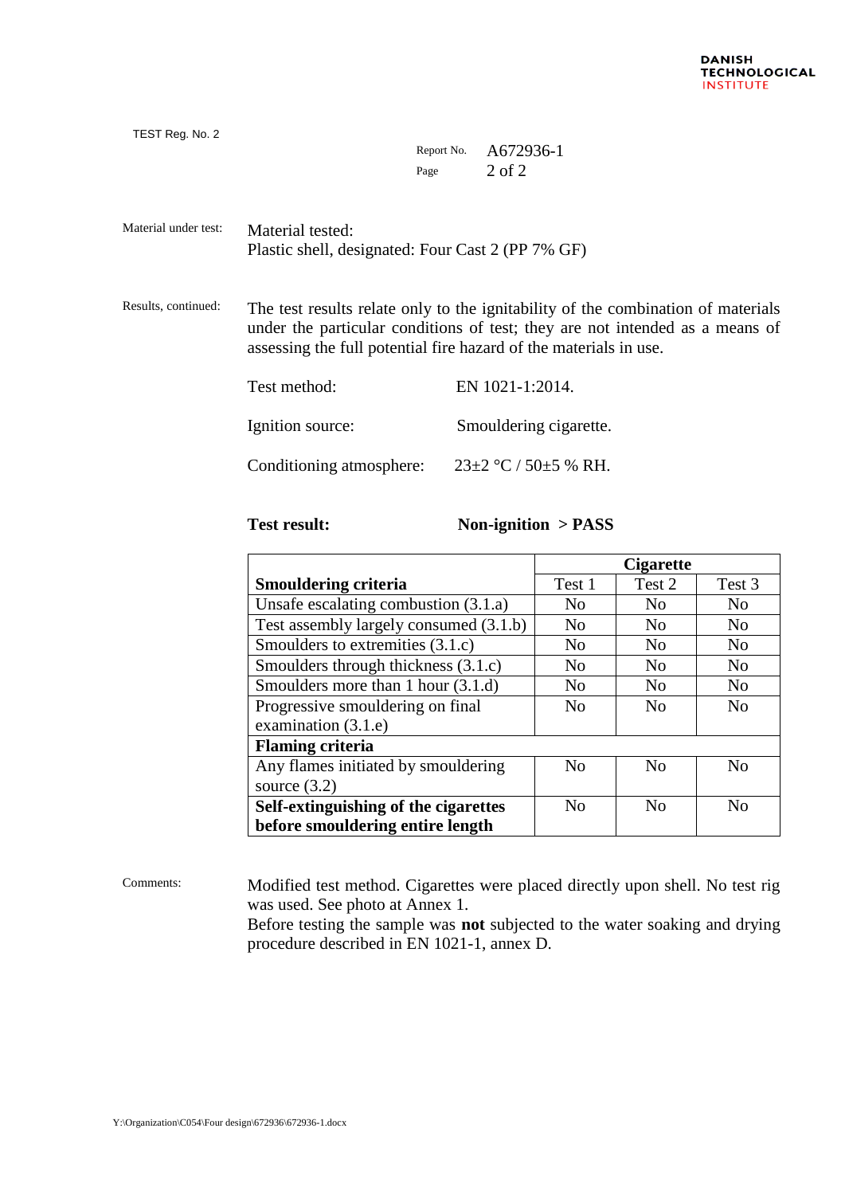TEST Reg. No. 2

Report No. A672936-1

Material under test: Material tested:
Plastic shell, designated: Four Cast 2 (PP 7% GF)

Results, continued: The test results relate only to the ignitability of the combination of materials under the particular conditions of test; they are not intended as a means of assessing the full potential fire hazard of the materials in use.

Test method: EN 1021-1:2014.

Ignition source: Smouldering cigarette.

Conditioning atmosphere: 23±2 °C / 50±5 % RH.

**Test result:** **Non-ignition > PASS**

| | **Cigarette** | | |
|---|---|---|---|
| **Smouldering criteria** | Test 1 | Test 2 | Test 3 |
| Unsafe escalating combustion (3.1.a) | No | No | No |
| Test assembly largely consumed (3.1.b) | No | No | No |
| Smoulders to extremities (3.1.c) | No | No | No |
| Smoulders through thickness (3.1.c) | No | No | No |
| Smoulders more than 1 hour (3.1.d) | No | No | No |
| Progressive smouldering on final examination (3.1.e) | No | No | No |
| **Flaming criteria** | | | |
| Any flames initiated by smouldering source (3.2) | No | No | No |
| **Self-extinguishing of the cigarettes before smouldering entire length** | No | No | No |

Comments: Modified test method. Cigarettes were placed directly upon shell. No test rig was used. See photo at Annex 1.
Before testing the sample was **not** subjected to the water soaking and drying procedure described in EN 1021-1, annex D.

Y:\Organization\C054\Four design\672936\672936-1.docx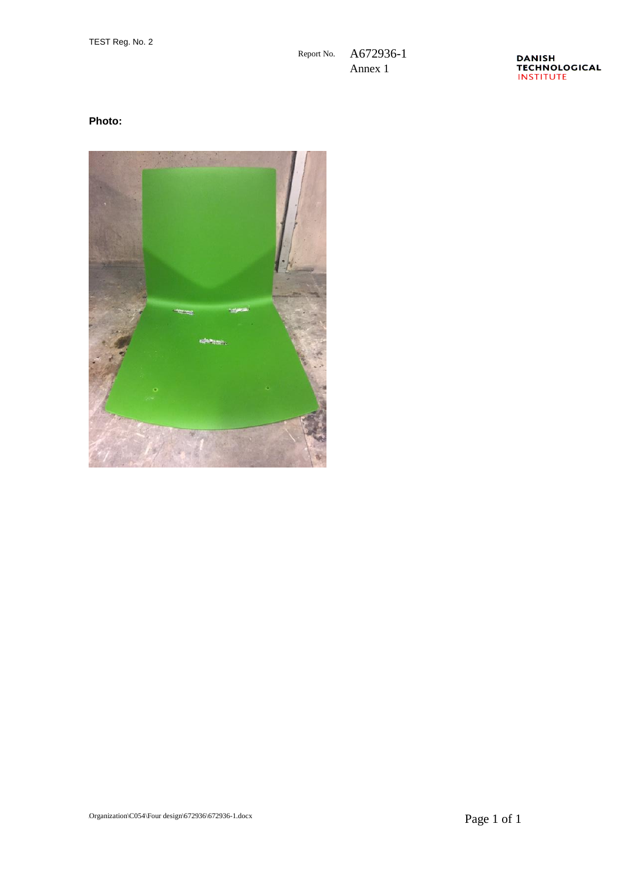TEST Reg. No. 2

Report No. A672936-1
Annex 1

**Photo:**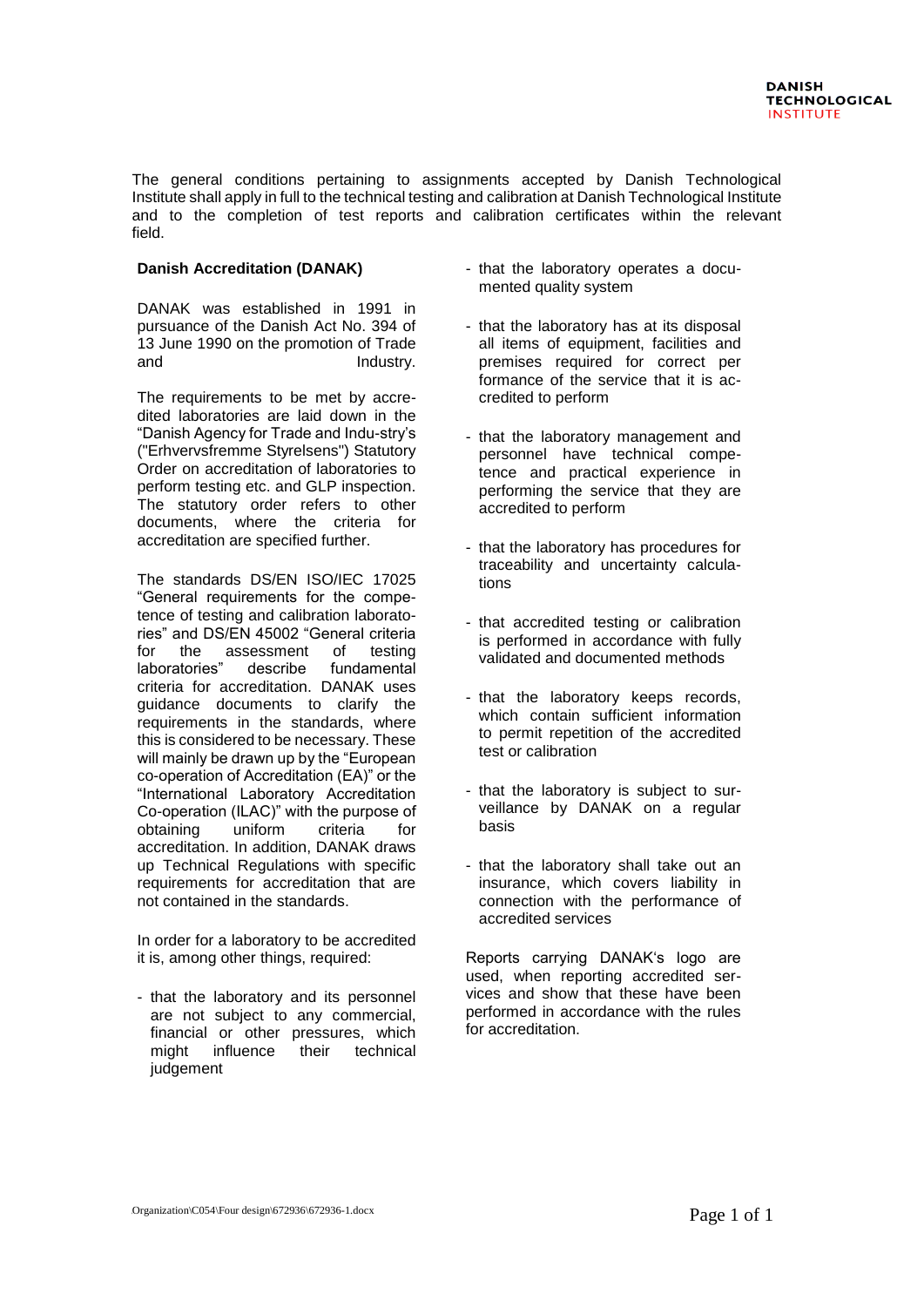The general conditions pertaining to assignments accepted by Danish Technological Institute shall apply in full to the technical testing and calibration at Danish Technological Institute and to the completion of test reports and calibration certificates within the relevant field.

**Danish Accreditation (DANAK)**

DANAK was established in 1991 in pursuance of the Danish Act No. 394 of 13 June 1990 on the promotion of Trade and Industry.

The requirements to be met by accredited laboratories are laid down in the "Danish Agency for Trade and Indu-stry's ("Erhvervsfremme Styrelsens") Statutory Order on accreditation of laboratories to perform testing etc. and GLP inspection. The statutory order refers to other documents, where the criteria for accreditation are specified further.

The standards DS/EN ISO/IEC 17025 "General requirements for the competence of testing and calibration laboratories" and DS/EN 45002 "General criteria for the assessment of testing laboratories" describe fundamental criteria for accreditation. DANAK uses guidance documents to clarify the requirements in the standards, where this is considered to be necessary. These will mainly be drawn up by the "European co-operation of Accreditation (EA)" or the "International Laboratory Accreditation Co-operation (ILAC)" with the purpose of obtaining uniform criteria for accreditation. In addition, DANAK draws up Technical Regulations with specific requirements for accreditation that are not contained in the standards.

In order for a laboratory to be accredited it is, among other things, required:

- that the laboratory and its personnel are not subject to any commercial, financial or other pressures, which might influence their technical judgement
- that the laboratory operates a documented quality system
- that the laboratory has at its disposal all items of equipment, facilities and premises required for correct performance of the service that it is accredited to perform
- that the laboratory management and personnel have technical competence and practical experience in performing the service that they are accredited to perform
- that the laboratory has procedures for traceability and uncertainty calculations
- that accredited testing or calibration is performed in accordance with fully validated and documented methods
- that the laboratory keeps records, which contain sufficient information to permit repetition of the accredited test or calibration
- that the laboratory is subject to surveillance by DANAK on a regular basis
- that the laboratory shall take out an insurance, which covers liability in connection with the performance of accredited services

Reports carrying DANAK's logo are used, when reporting accredited services and show that these have been performed in accordance with the rules for accreditation.